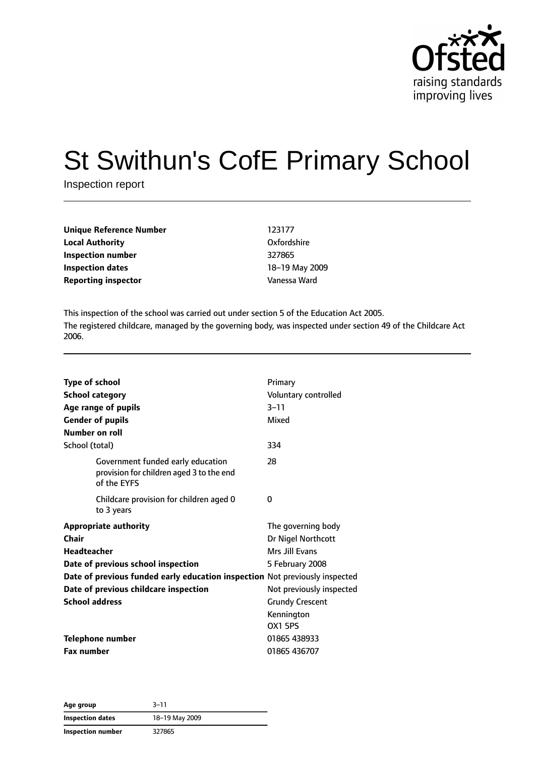# St Swithun's CofE Primary School

Inspection report

| | |
|---|---|
| **Unique Reference Number** | 123177 |
| **Local Authority** | Oxfordshire |
| **Inspection number** | 327865 |
| **Inspection dates** | 18–19 May 2009 |
| **Reporting inspector** | Vanessa Ward |

This inspection of the school was carried out under section 5 of the Education Act 2005.

The registered childcare, managed by the governing body, was inspected under section 49 of the Childcare Act 2006.

| | |
|---|---|
| **Type of school** | Primary |
| **School category** | Voluntary controlled |
| **Age range of pupils** | 3–11 |
| **Gender of pupils** | Mixed |
| **Number on roll** | |
| School (total) | 334 |
| Government funded early education provision for children aged 3 to the end of the EYFS | 28 |
| Childcare provision for children aged 0 to 3 years | 0 |
| **Appropriate authority** | The governing body |
| **Chair** | Dr Nigel Northcott |
| **Headteacher** | Mrs Jill Evans |
| **Date of previous school inspection** | 5 February 2008 |
| **Date of previous funded early education inspection** | Not previously inspected |
| **Date of previous childcare inspection** | Not previously inspected |
| **School address** | Grundy Crescent<br>Kennington<br>OX1 5PS |
| **Telephone number** | 01865 438933 |
| **Fax number** | 01865 436707 |

| | |
|---|---|
| **Age group** | 3–11 |
| **Inspection dates** | 18–19 May 2009 |
| **Inspection number** | 327865 |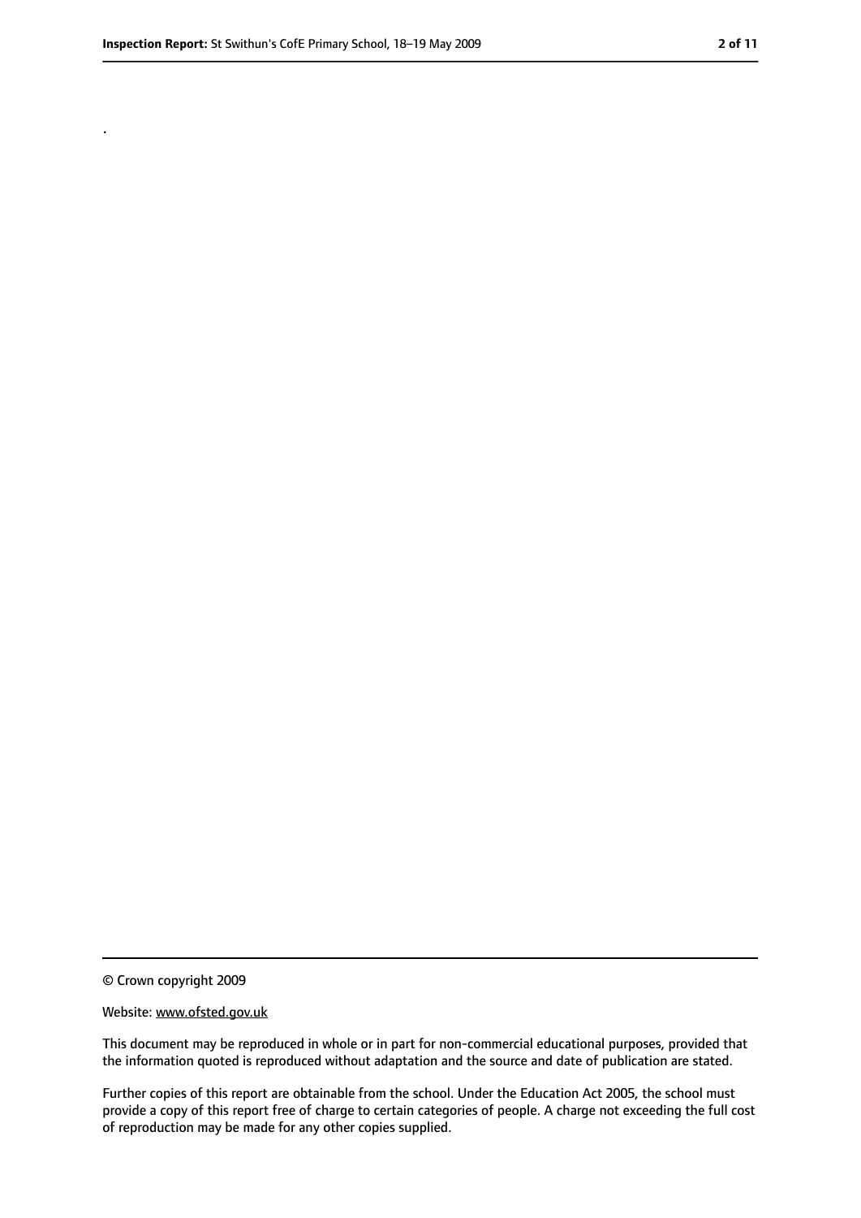.

© Crown copyright 2009

Website: www.ofsted.gov.uk

This document may be reproduced in whole or in part for non-commercial educational purposes, provided that the information quoted is reproduced without adaptation and the source and date of publication are stated.

Further copies of this report are obtainable from the school. Under the Education Act 2005, the school must provide a copy of this report free of charge to certain categories of people. A charge not exceeding the full cost of reproduction may be made for any other copies supplied.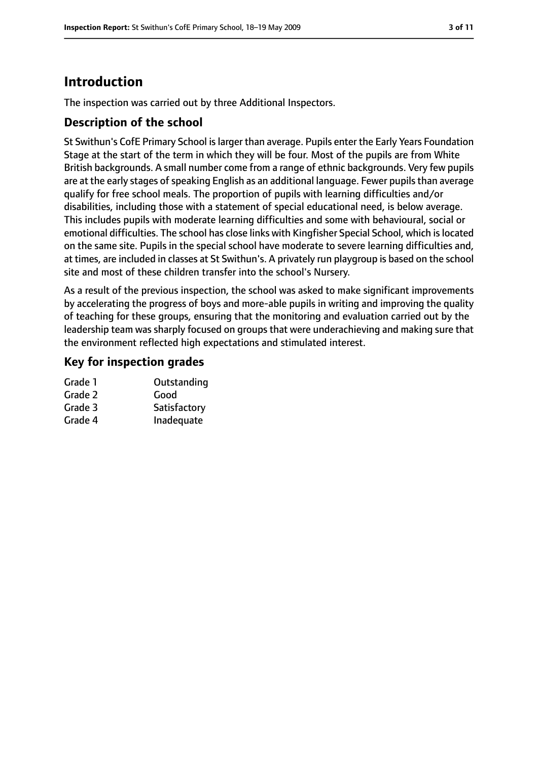# Introduction

The inspection was carried out by three Additional Inspectors.

## Description of the school

St Swithun's CofE Primary School is larger than average. Pupils enter the Early Years Foundation Stage at the start of the term in which they will be four. Most of the pupils are from White British backgrounds. A small number come from a range of ethnic backgrounds. Very few pupils are at the early stages of speaking English as an additional language. Fewer pupils than average qualify for free school meals. The proportion of pupils with learning difficulties and/or disabilities, including those with a statement of special educational need, is below average. This includes pupils with moderate learning difficulties and some with behavioural, social or emotional difficulties. The school has close links with Kingfisher Special School, which is located on the same site. Pupils in the special school have moderate to severe learning difficulties and, at times, are included in classes at St Swithun's. A privately run playgroup is based on the school site and most of these children transfer into the school's Nursery.

As a result of the previous inspection, the school was asked to make significant improvements by accelerating the progress of boys and more-able pupils in writing and improving the quality of teaching for these groups, ensuring that the monitoring and evaluation carried out by the leadership team was sharply focused on groups that were underachieving and making sure that the environment reflected high expectations and stimulated interest.

## Key for inspection grades

| | |
|---|---|
| Grade 1 | Outstanding |
| Grade 2 | Good |
| Grade 3 | Satisfactory |
| Grade 4 | Inadequate |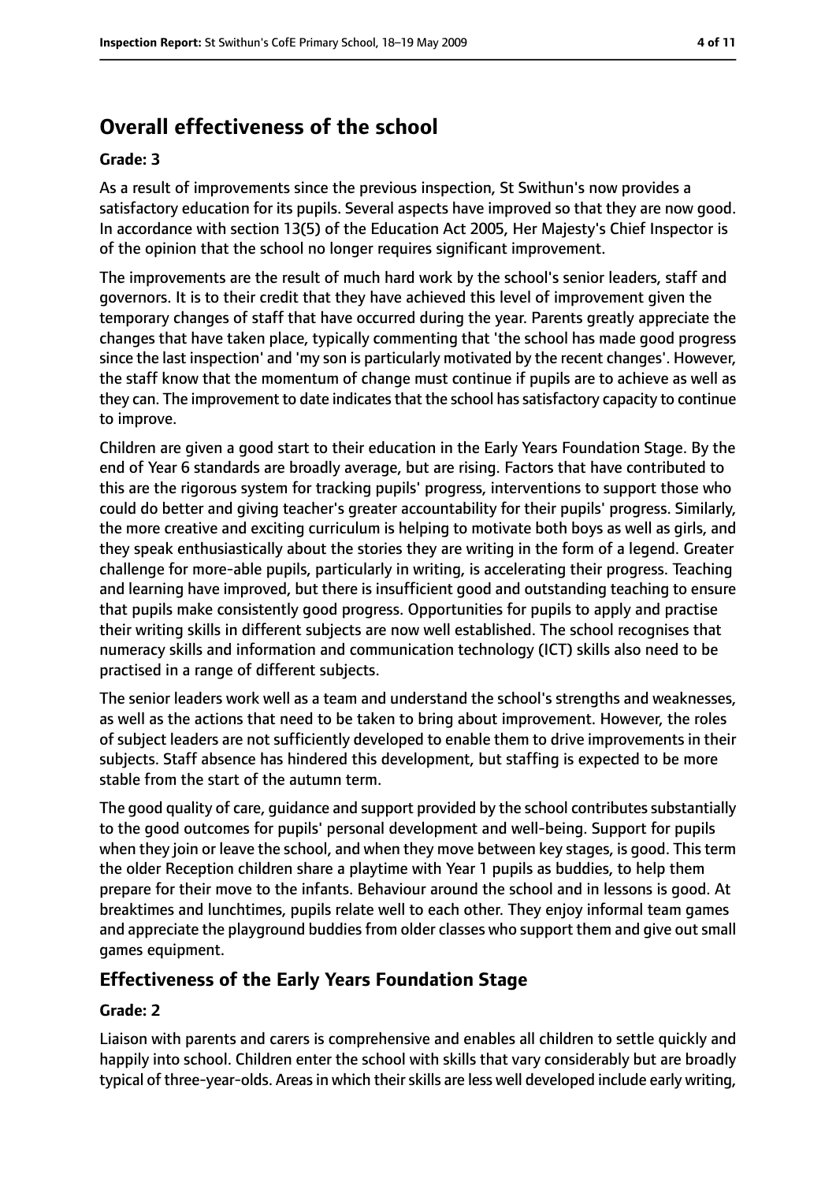# Overall effectiveness of the school

**Grade: 3**

As a result of improvements since the previous inspection, St Swithun's now provides a satisfactory education for its pupils. Several aspects have improved so that they are now good. In accordance with section 13(5) of the Education Act 2005, Her Majesty's Chief Inspector is of the opinion that the school no longer requires significant improvement.

The improvements are the result of much hard work by the school's senior leaders, staff and governors. It is to their credit that they have achieved this level of improvement given the temporary changes of staff that have occurred during the year. Parents greatly appreciate the changes that have taken place, typically commenting that 'the school has made good progress since the last inspection' and 'my son is particularly motivated by the recent changes'. However, the staff know that the momentum of change must continue if pupils are to achieve as well as they can. The improvement to date indicates that the school has satisfactory capacity to continue to improve.

Children are given a good start to their education in the Early Years Foundation Stage. By the end of Year 6 standards are broadly average, but are rising. Factors that have contributed to this are the rigorous system for tracking pupils' progress, interventions to support those who could do better and giving teacher's greater accountability for their pupils' progress. Similarly, the more creative and exciting curriculum is helping to motivate both boys as well as girls, and they speak enthusiastically about the stories they are writing in the form of a legend. Greater challenge for more-able pupils, particularly in writing, is accelerating their progress. Teaching and learning have improved, but there is insufficient good and outstanding teaching to ensure that pupils make consistently good progress. Opportunities for pupils to apply and practise their writing skills in different subjects are now well established. The school recognises that numeracy skills and information and communication technology (ICT) skills also need to be practised in a range of different subjects.

The senior leaders work well as a team and understand the school's strengths and weaknesses, as well as the actions that need to be taken to bring about improvement. However, the roles of subject leaders are not sufficiently developed to enable them to drive improvements in their subjects. Staff absence has hindered this development, but staffing is expected to be more stable from the start of the autumn term.

The good quality of care, guidance and support provided by the school contributes substantially to the good outcomes for pupils' personal development and well-being. Support for pupils when they join or leave the school, and when they move between key stages, is good. This term the older Reception children share a playtime with Year 1 pupils as buddies, to help them prepare for their move to the infants. Behaviour around the school and in lessons is good. At breaktimes and lunchtimes, pupils relate well to each other. They enjoy informal team games and appreciate the playground buddies from older classes who support them and give out small games equipment.

## Effectiveness of the Early Years Foundation Stage

**Grade: 2**

Liaison with parents and carers is comprehensive and enables all children to settle quickly and happily into school. Children enter the school with skills that vary considerably but are broadly typical of three-year-olds. Areas in which their skills are less well developed include early writing,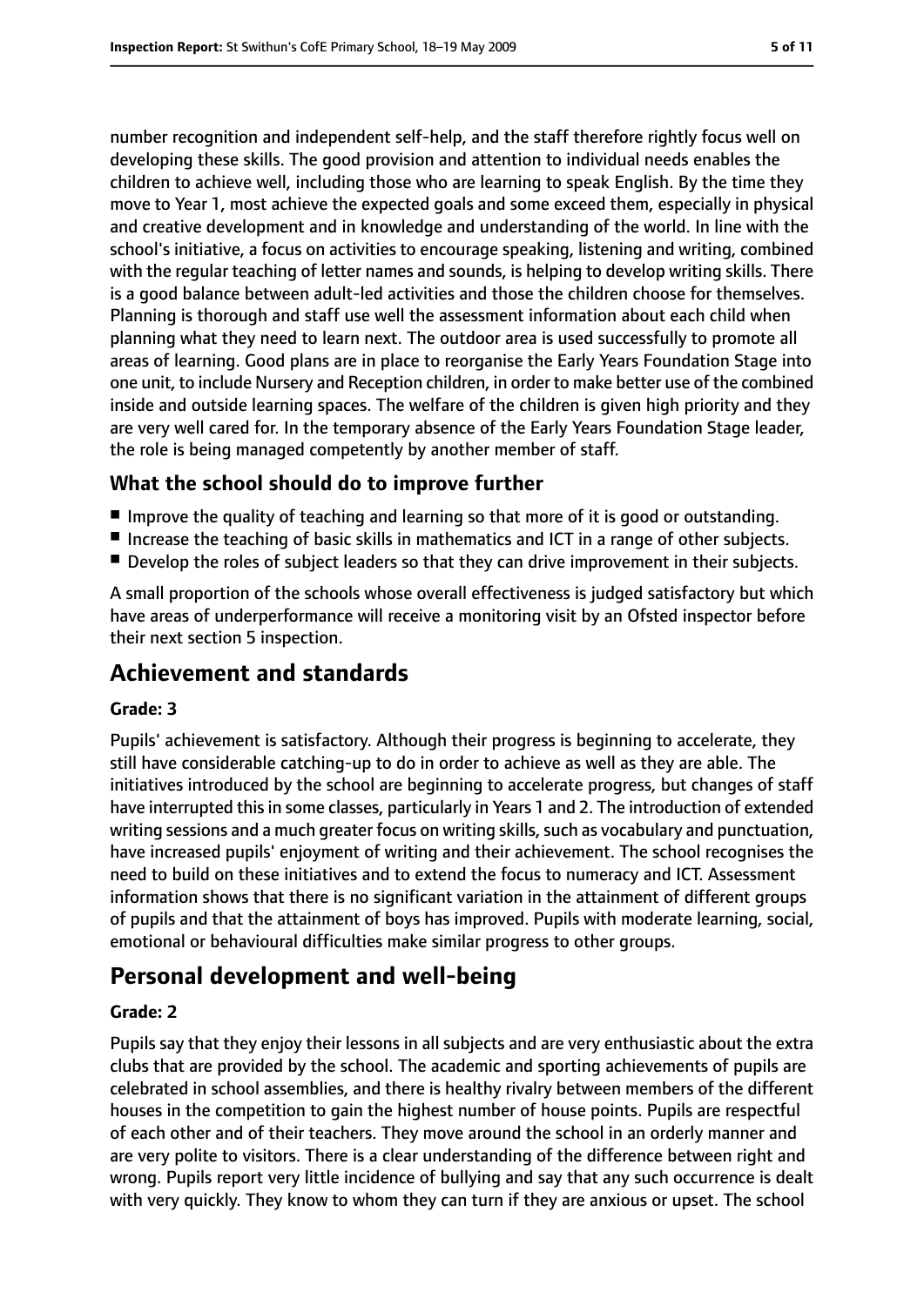number recognition and independent self-help, and the staff therefore rightly focus well on developing these skills. The good provision and attention to individual needs enables the children to achieve well, including those who are learning to speak English. By the time they move to Year 1, most achieve the expected goals and some exceed them, especially in physical and creative development and in knowledge and understanding of the world. In line with the school's initiative, a focus on activities to encourage speaking, listening and writing, combined with the regular teaching of letter names and sounds, is helping to develop writing skills. There is a good balance between adult-led activities and those the children choose for themselves. Planning is thorough and staff use well the assessment information about each child when planning what they need to learn next. The outdoor area is used successfully to promote all areas of learning. Good plans are in place to reorganise the Early Years Foundation Stage into one unit, to include Nursery and Reception children, in order to make better use of the combined inside and outside learning spaces. The welfare of the children is given high priority and they are very well cared for. In the temporary absence of the Early Years Foundation Stage leader, the role is being managed competently by another member of staff.

### What the school should do to improve further

- Improve the quality of teaching and learning so that more of it is good or outstanding.
- Increase the teaching of basic skills in mathematics and ICT in a range of other subjects.
- Develop the roles of subject leaders so that they can drive improvement in their subjects.

A small proportion of the schools whose overall effectiveness is judged satisfactory but which have areas of underperformance will receive a monitoring visit by an Ofsted inspector before their next section 5 inspection.

## Achievement and standards

#### Grade: 3

Pupils' achievement is satisfactory. Although their progress is beginning to accelerate, they still have considerable catching-up to do in order to achieve as well as they are able. The initiatives introduced by the school are beginning to accelerate progress, but changes of staff have interrupted this in some classes, particularly in Years 1 and 2. The introduction of extended writing sessions and a much greater focus on writing skills, such as vocabulary and punctuation, have increased pupils' enjoyment of writing and their achievement. The school recognises the need to build on these initiatives and to extend the focus to numeracy and ICT. Assessment information shows that there is no significant variation in the attainment of different groups of pupils and that the attainment of boys has improved. Pupils with moderate learning, social, emotional or behavioural difficulties make similar progress to other groups.

## Personal development and well-being

#### Grade: 2

Pupils say that they enjoy their lessons in all subjects and are very enthusiastic about the extra clubs that are provided by the school. The academic and sporting achievements of pupils are celebrated in school assemblies, and there is healthy rivalry between members of the different houses in the competition to gain the highest number of house points. Pupils are respectful of each other and of their teachers. They move around the school in an orderly manner and are very polite to visitors. There is a clear understanding of the difference between right and wrong. Pupils report very little incidence of bullying and say that any such occurrence is dealt with very quickly. They know to whom they can turn if they are anxious or upset. The school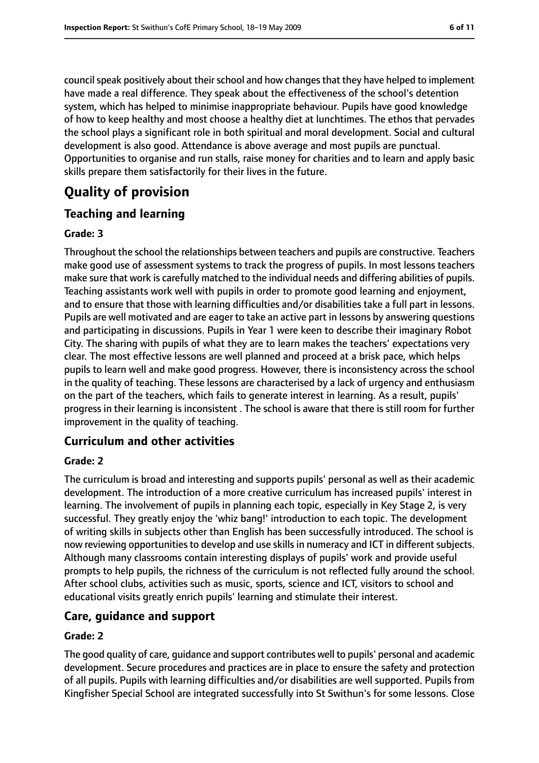council speak positively about their school and how changes that they have helped to implement have made a real difference. They speak about the effectiveness of the school's detention system, which has helped to minimise inappropriate behaviour. Pupils have good knowledge of how to keep healthy and most choose a healthy diet at lunchtimes. The ethos that pervades the school plays a significant role in both spiritual and moral development. Social and cultural development is also good. Attendance is above average and most pupils are punctual. Opportunities to organise and run stalls, raise money for charities and to learn and apply basic skills prepare them satisfactorily for their lives in the future.

# Quality of provision

## Teaching and learning

### Grade: 3

Throughout the school the relationships between teachers and pupils are constructive. Teachers make good use of assessment systems to track the progress of pupils. In most lessons teachers make sure that work is carefully matched to the individual needs and differing abilities of pupils. Teaching assistants work well with pupils in order to promote good learning and enjoyment, and to ensure that those with learning difficulties and/or disabilities take a full part in lessons. Pupils are well motivated and are eager to take an active part in lessons by answering questions and participating in discussions. Pupils in Year 1 were keen to describe their imaginary Robot City. The sharing with pupils of what they are to learn makes the teachers' expectations very clear. The most effective lessons are well planned and proceed at a brisk pace, which helps pupils to learn well and make good progress. However, there is inconsistency across the school in the quality of teaching. These lessons are characterised by a lack of urgency and enthusiasm on the part of the teachers, which fails to generate interest in learning. As a result, pupils' progress in their learning is inconsistent . The school is aware that there is still room for further improvement in the quality of teaching.

## Curriculum and other activities

### Grade: 2

The curriculum is broad and interesting and supports pupils' personal as well as their academic development. The introduction of a more creative curriculum has increased pupils' interest in learning. The involvement of pupils in planning each topic, especially in Key Stage 2, is very successful. They greatly enjoy the 'whiz bang!' introduction to each topic. The development of writing skills in subjects other than English has been successfully introduced. The school is now reviewing opportunities to develop and use skills in numeracy and ICT in different subjects. Although many classrooms contain interesting displays of pupils' work and provide useful prompts to help pupils, the richness of the curriculum is not reflected fully around the school. After school clubs, activities such as music, sports, science and ICT, visitors to school and educational visits greatly enrich pupils' learning and stimulate their interest.

## Care, guidance and support

### Grade: 2

The good quality of care, guidance and support contributes well to pupils' personal and academic development. Secure procedures and practices are in place to ensure the safety and protection of all pupils. Pupils with learning difficulties and/or disabilities are well supported. Pupils from Kingfisher Special School are integrated successfully into St Swithun's for some lessons. Close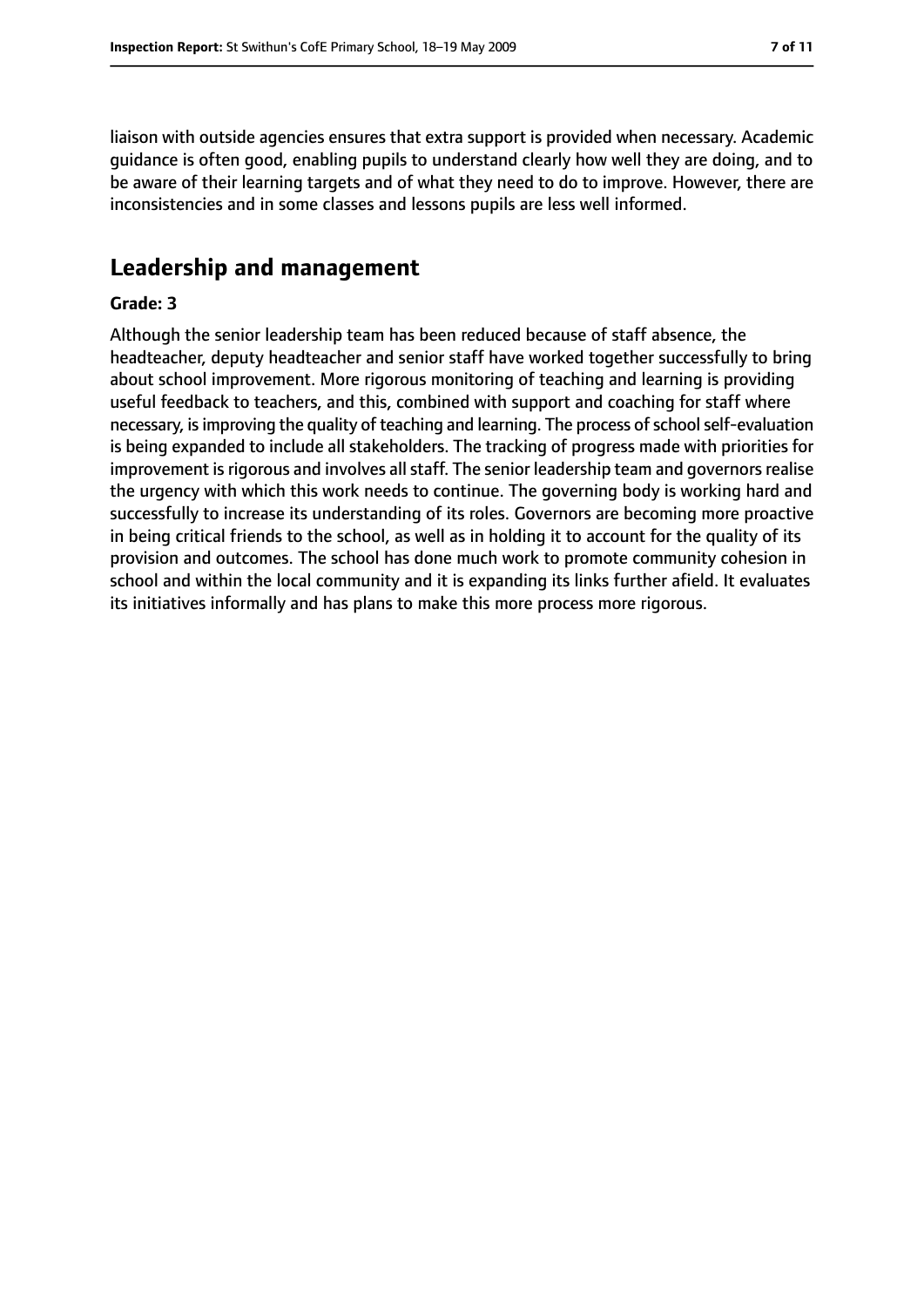liaison with outside agencies ensures that extra support is provided when necessary. Academic guidance is often good, enabling pupils to understand clearly how well they are doing, and to be aware of their learning targets and of what they need to do to improve. However, there are inconsistencies and in some classes and lessons pupils are less well informed.

## Leadership and management

**Grade: 3**

Although the senior leadership team has been reduced because of staff absence, the headteacher, deputy headteacher and senior staff have worked together successfully to bring about school improvement. More rigorous monitoring of teaching and learning is providing useful feedback to teachers, and this, combined with support and coaching for staff where necessary, is improving the quality of teaching and learning. The process of school self-evaluation is being expanded to include all stakeholders. The tracking of progress made with priorities for improvement is rigorous and involves all staff. The senior leadership team and governors realise the urgency with which this work needs to continue. The governing body is working hard and successfully to increase its understanding of its roles. Governors are becoming more proactive in being critical friends to the school, as well as in holding it to account for the quality of its provision and outcomes. The school has done much work to promote community cohesion in school and within the local community and it is expanding its links further afield. It evaluates its initiatives informally and has plans to make this more process more rigorous.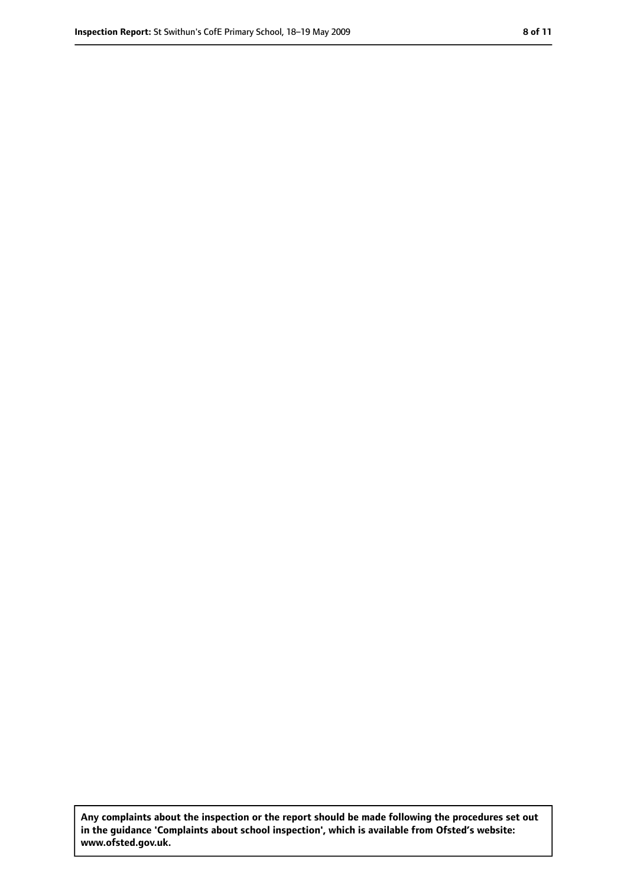**Any complaints about the inspection or the report should be made following the procedures set out in the guidance 'Complaints about school inspection', which is available from Ofsted's website: www.ofsted.gov.uk.**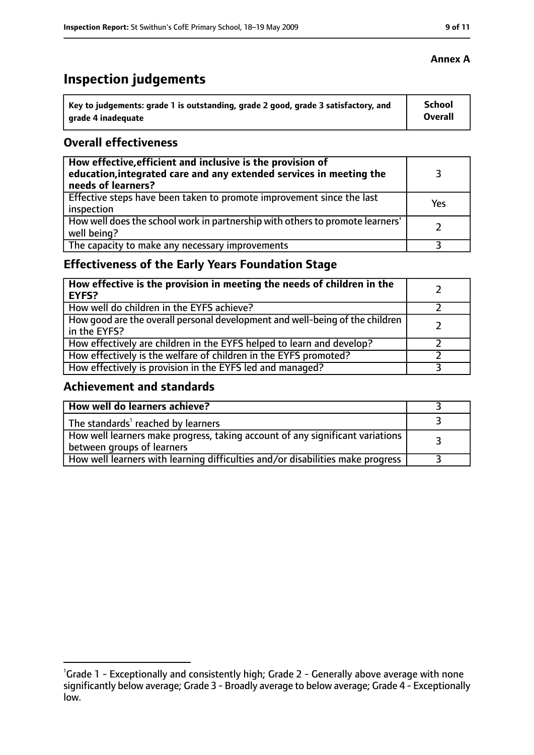**Annex A**

# Inspection judgements

| Key to judgements: grade 1 is outstanding, grade 2 good, grade 3 satisfactory, and grade 4 inadequate | School Overall |
|---|---|

## Overall effectiveness

| | |
|---|---|
| **How effective, efficient and inclusive is the provision of education, integrated care and any extended services in meeting the needs of learners?** | 3 |
| Effective steps have been taken to promote improvement since the last inspection | Yes |
| How well does the school work in partnership with others to promote learners' well being? | 2 |
| The capacity to make any necessary improvements | 3 |

## Effectiveness of the Early Years Foundation Stage

| | |
|---|---|
| **How effective is the provision in meeting the needs of children in the EYFS?** | 2 |
| How well do children in the EYFS achieve? | 2 |
| How good are the overall personal development and well-being of the children in the EYFS? | 2 |
| How effectively are children in the EYFS helped to learn and develop? | 2 |
| How effectively is the welfare of children in the EYFS promoted? | 2 |
| How effectively is provision in the EYFS led and managed? | 3 |

## Achievement and standards

| | |
|---|---|
| **How well do learners achieve?** | 3 |
| The standards[1] reached by learners | 3 |
| How well learners make progress, taking account of any significant variations between groups of learners | 3 |
| How well learners with learning difficulties and/or disabilities make progress | 3 |

[1]Grade 1 - Exceptionally and consistently high; Grade 2 - Generally above average with none significantly below average; Grade 3 - Broadly average to below average; Grade 4 - Exceptionally low.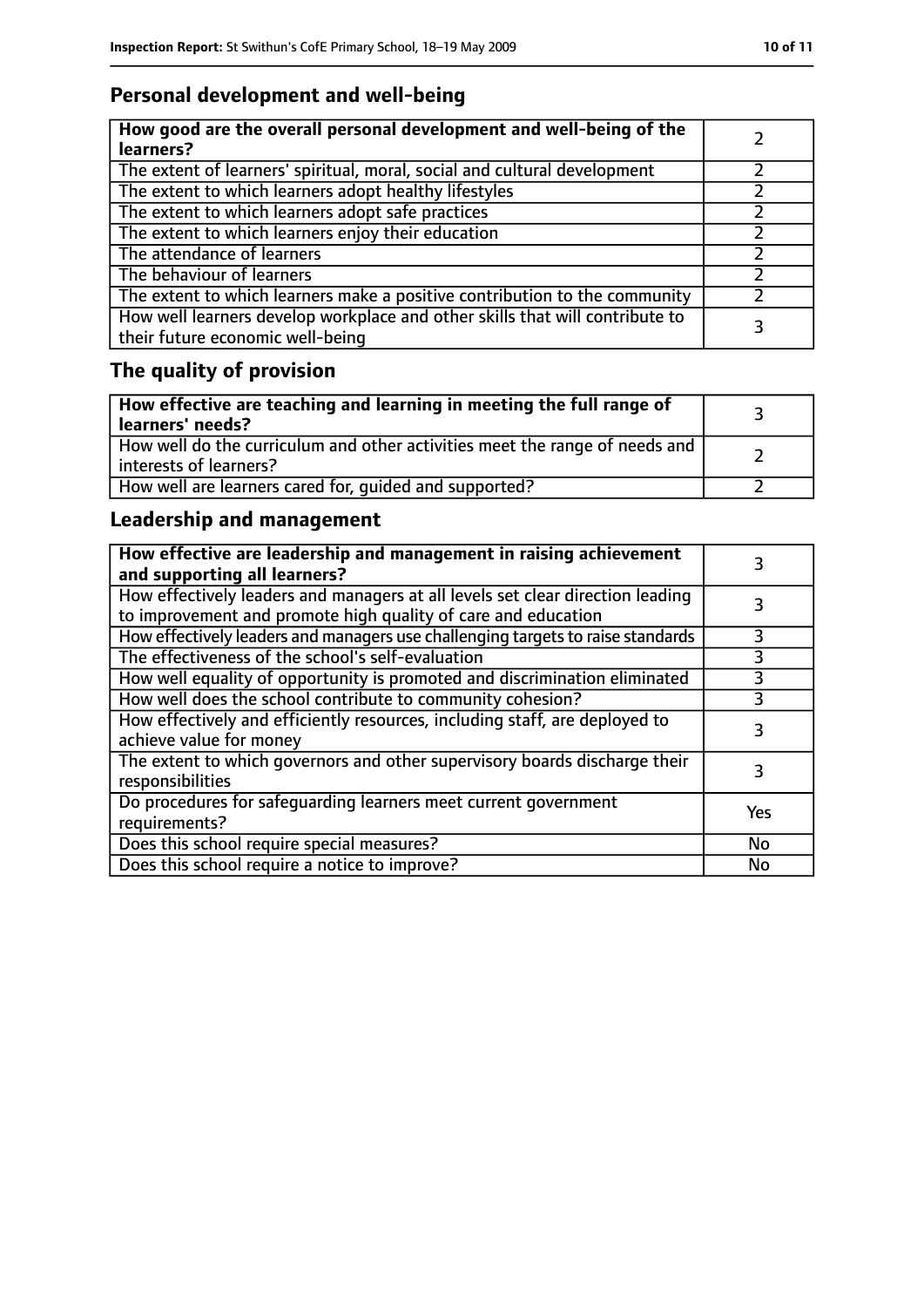## Personal development and well-being

| How good are the overall personal development and well-being of the learners? | 2 |
|---|---|
| The extent of learners' spiritual, moral, social and cultural development | 2 |
| The extent to which learners adopt healthy lifestyles | 2 |
| The extent to which learners adopt safe practices | 2 |
| The extent to which learners enjoy their education | 2 |
| The attendance of learners | 2 |
| The behaviour of learners | 2 |
| The extent to which learners make a positive contribution to the community | 2 |
| How well learners develop workplace and other skills that will contribute to their future economic well-being | 3 |

## The quality of provision

| How effective are teaching and learning in meeting the full range of learners' needs? | 3 |
|---|---|
| How well do the curriculum and other activities meet the range of needs and interests of learners? | 2 |
| How well are learners cared for, guided and supported? | 2 |

## Leadership and management

| How effective are leadership and management in raising achievement and supporting all learners? | 3 |
|---|---|
| How effectively leaders and managers at all levels set clear direction leading to improvement and promote high quality of care and education | 3 |
| How effectively leaders and managers use challenging targets to raise standards | 3 |
| The effectiveness of the school's self-evaluation | 3 |
| How well equality of opportunity is promoted and discrimination eliminated | 3 |
| How well does the school contribute to community cohesion? | 3 |
| How effectively and efficiently resources, including staff, are deployed to achieve value for money | 3 |
| The extent to which governors and other supervisory boards discharge their responsibilities | 3 |
| Do procedures for safeguarding learners meet current government requirements? | Yes |
| Does this school require special measures? | No |
| Does this school require a notice to improve? | No |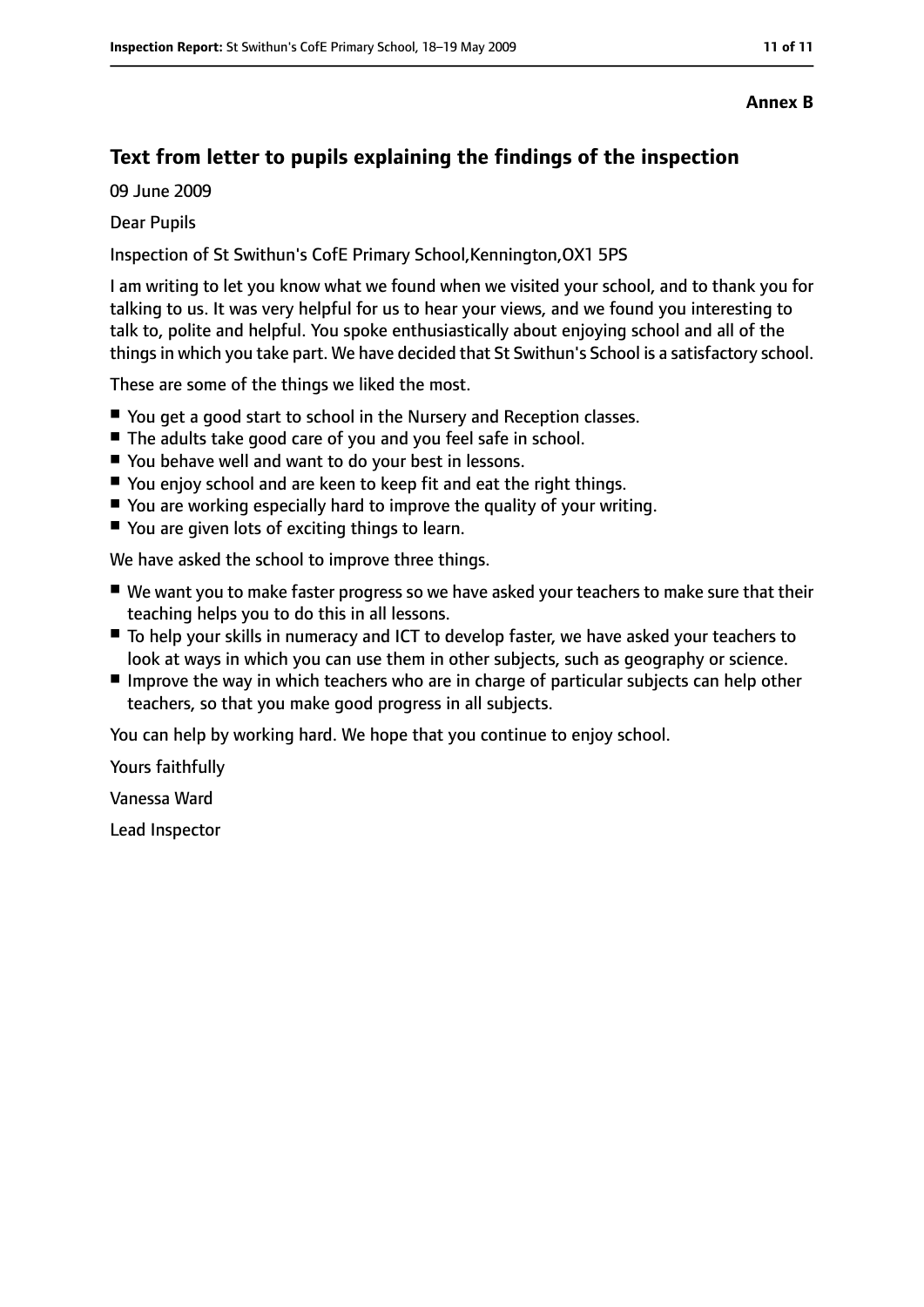**Annex B**

## Text from letter to pupils explaining the findings of the inspection

09 June 2009

Dear Pupils

Inspection of St Swithun's CofE Primary School,Kennington,OX1 5PS

I am writing to let you know what we found when we visited your school, and to thank you for talking to us. It was very helpful for us to hear your views, and we found you interesting to talk to, polite and helpful. You spoke enthusiastically about enjoying school and all of the things in which you take part. We have decided that St Swithun's School is a satisfactory school.

These are some of the things we liked the most.

- You get a good start to school in the Nursery and Reception classes.
- The adults take good care of you and you feel safe in school.
- You behave well and want to do your best in lessons.
- You enjoy school and are keen to keep fit and eat the right things.
- You are working especially hard to improve the quality of your writing.
- You are given lots of exciting things to learn.

We have asked the school to improve three things.

- We want you to make faster progress so we have asked your teachers to make sure that their teaching helps you to do this in all lessons.
- To help your skills in numeracy and ICT to develop faster, we have asked your teachers to look at ways in which you can use them in other subjects, such as geography or science.
- Improve the way in which teachers who are in charge of particular subjects can help other teachers, so that you make good progress in all subjects.

You can help by working hard. We hope that you continue to enjoy school.

Yours faithfully

Vanessa Ward

Lead Inspector